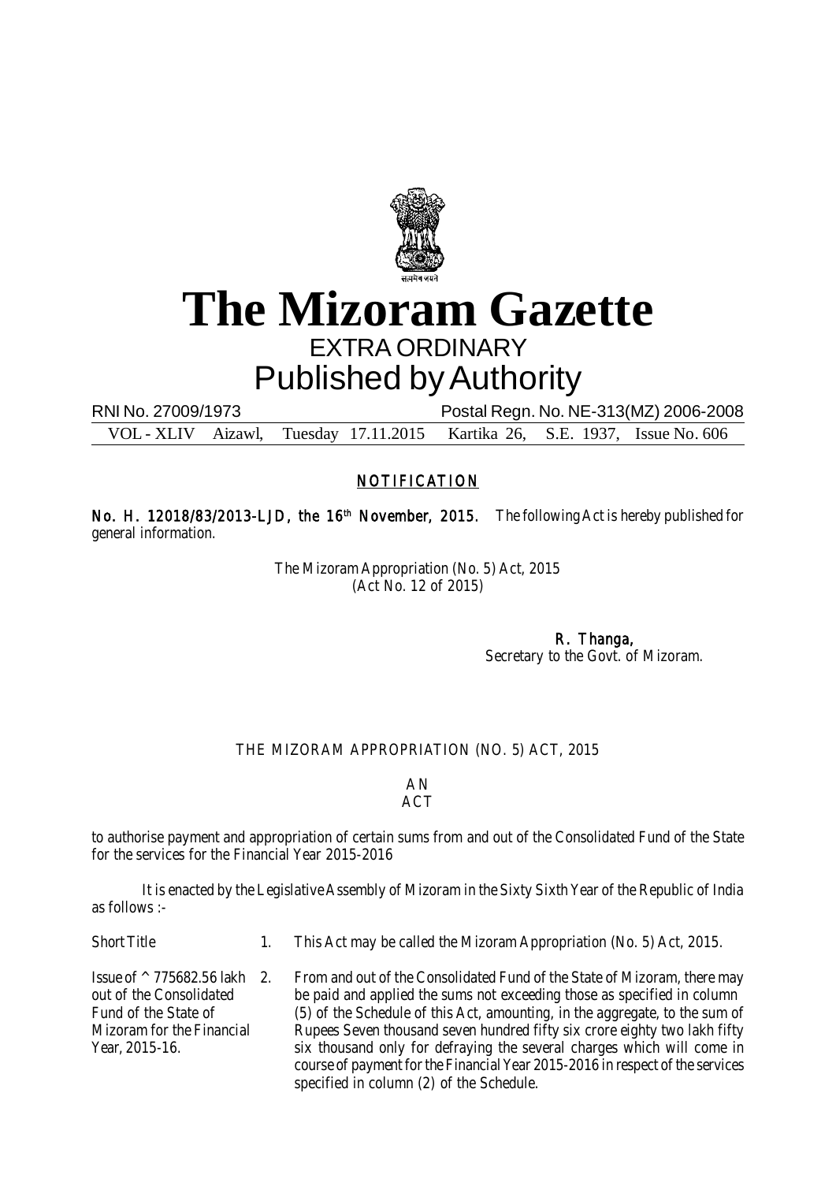# The Mizoram Gazette

EXTRA ORDINARY

Published by Authority

RNI No. 27009/1973 Postal Regn. No. NE-313(MZ) 2006-2008

VOL - XLIV Aizawl, Tuesday 17.11.2015 Kartika 26, S.E. 1937, Issue No. 606

## NOTIFICATION

**No. H. 12018/83/2013-LJD, the 16th November, 2015.** The following Act is hereby published for general information.

The Mizoram Appropriation (No. 5) Act, 2015
(Act No. 12 of 2015)

**R. Thanga,**
Secretary to the Govt. of Mizoram.

## THE MIZORAM APPROPRIATION (NO. 5) ACT, 2015

AN
ACT

to authorise payment and appropriation of certain sums from and out of the Consolidated Fund of the State for the services for the Financial Year 2015-2016

It is enacted by the Legislative Assembly of Mizoram in the Sixty Sixth Year of the Republic of India as follows :-

Short Title

1. This Act may be called the Mizoram Appropriation (No. 5) Act, 2015.

Issue of ^ 775682.56 lakh out of the Consolidated Fund of the State of Mizoram for the Financial Year, 2015-16.

2. From and out of the Consolidated Fund of the State of Mizoram, there may be paid and applied the sums not exceeding those as specified in column (5) of the Schedule of this Act, amounting, in the aggregate, to the sum of Rupees Seven thousand seven hundred fifty six crore eighty two lakh fifty six thousand only for defraying the several charges which will come in course of payment for the Financial Year 2015-2016 in respect of the services specified in column (2) of the Schedule.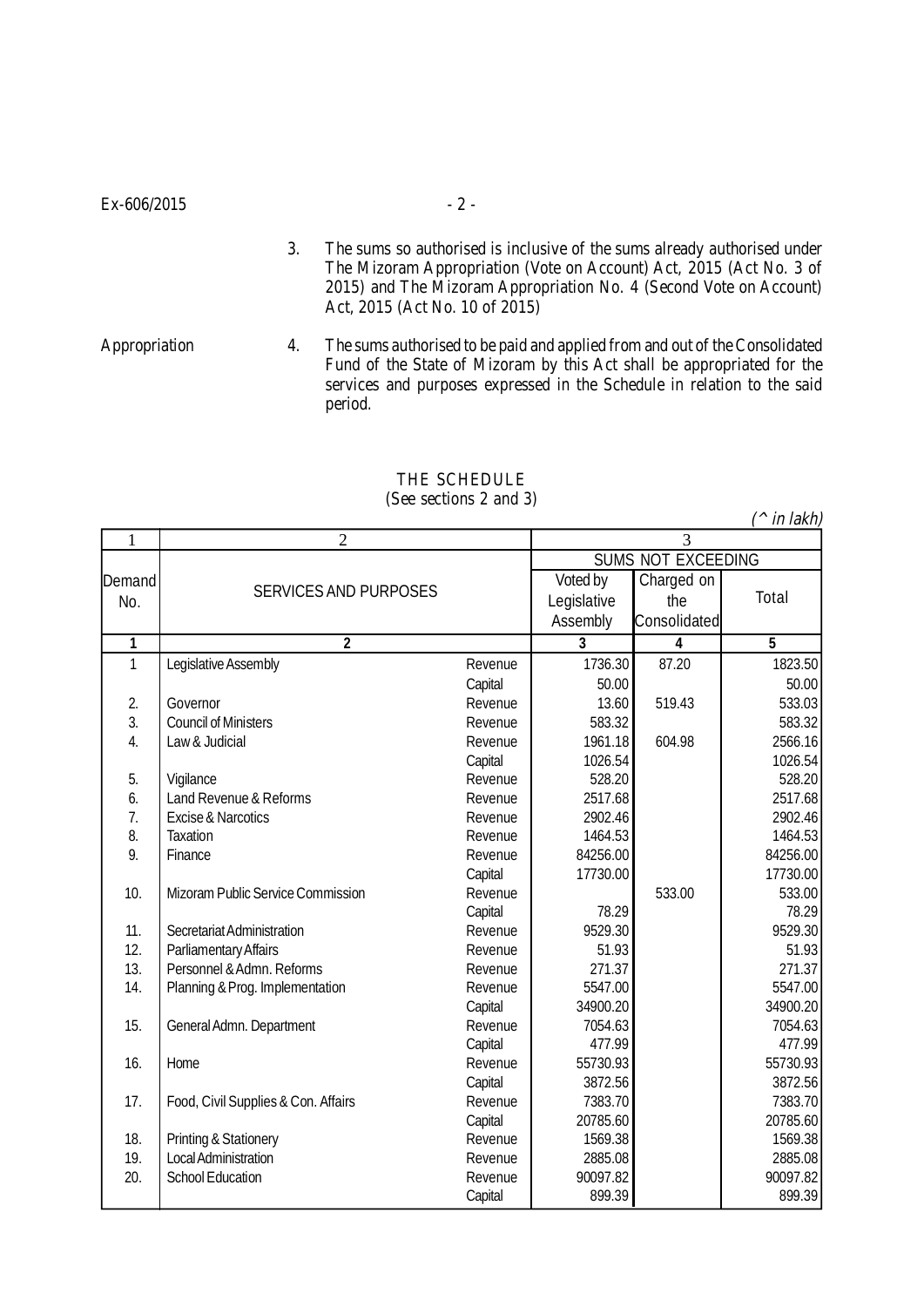3. The sums so authorised is inclusive of the sums already authorised under The Mizoram Appropriation (Vote on Account) Act, 2015 (Act No. 3 of 2015) and The Mizoram Appropriation No. 4 (Second Vote on Account) Act, 2015 (Act No. 10 of 2015)

Appropriation

4. The sums authorised to be paid and applied from and out of the Consolidated Fund of the State of Mizoram by this Act shall be appropriated for the services and purposes expressed in the Schedule in relation to the said period.

THE SCHEDULE
(See sections 2 and 3)

*(^ in lakh)*

| 1 | 2 | | 3 | | |
|---|---|---|---|---|---|
| | | | SUMS NOT EXCEEDING | | |
| Demand No. | SERVICES AND PURPOSES | | Voted by Legislative Assembly | Charged on the Consolidated | Total |
| 1 | 2 | | 3 | 4 | 5 |
| 1 | Legislative Assembly | Revenue | 1736.30 | 87.20 | 1823.50 |
| | | Capital | 50.00 | | 50.00 |
| 2. | Governor | Revenue | 13.60 | 519.43 | 533.03 |
| 3. | Council of Ministers | Revenue | 583.32 | | 583.32 |
| 4. | Law & Judicial | Revenue | 1961.18 | 604.98 | 2566.16 |
| | | Capital | 1026.54 | | 1026.54 |
| 5. | Vigilance | Revenue | 528.20 | | 528.20 |
| 6. | Land Revenue & Reforms | Revenue | 2517.68 | | 2517.68 |
| 7. | Excise & Narcotics | Revenue | 2902.46 | | 2902.46 |
| 8. | Taxation | Revenue | 1464.53 | | 1464.53 |
| 9. | Finance | Revenue | 84256.00 | | 84256.00 |
| | | Capital | 17730.00 | | 17730.00 |
| 10. | Mizoram Public Service Commission | Revenue | | 533.00 | 533.00 |
| | | Capital | 78.29 | | 78.29 |
| 11. | Secretariat Administration | Revenue | 9529.30 | | 9529.30 |
| 12. | Parliamentary Affairs | Revenue | 51.93 | | 51.93 |
| 13. | Personnel & Admn. Reforms | Revenue | 271.37 | | 271.37 |
| 14. | Planning & Prog. Implementation | Revenue | 5547.00 | | 5547.00 |
| | | Capital | 34900.20 | | 34900.20 |
| 15. | General Admn. Department | Revenue | 7054.63 | | 7054.63 |
| | | Capital | 477.99 | | 477.99 |
| 16. | Home | Revenue | 55730.93 | | 55730.93 |
| | | Capital | 3872.56 | | 3872.56 |
| 17. | Food, Civil Supplies & Con. Affairs | Revenue | 7383.70 | | 7383.70 |
| | | Capital | 20785.60 | | 20785.60 |
| 18. | Printing & Stationery | Revenue | 1569.38 | | 1569.38 |
| 19. | Local Administration | Revenue | 2885.08 | | 2885.08 |
| 20. | School Education | Revenue | 90097.82 | | 90097.82 |
| | | Capital | 899.39 | | 899.39 |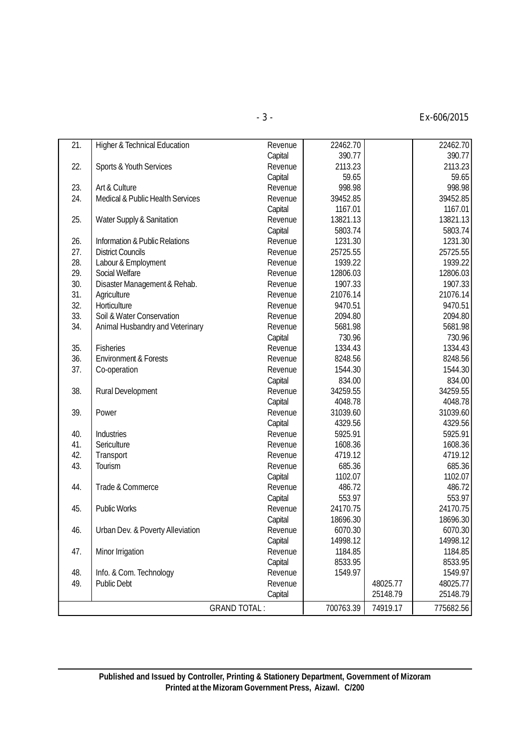| | | | | | |
|---|---|---|---|---|---|
| 21. | Higher & Technical Education | Revenue | 22462.70 | | 22462.70 |
| | | Capital | 390.77 | | 390.77 |
| 22. | Sports & Youth Services | Revenue | 2113.23 | | 2113.23 |
| | | Capital | 59.65 | | 59.65 |
| 23. | Art & Culture | Revenue | 998.98 | | 998.98 |
| 24. | Medical & Public Health Services | Revenue | 39452.85 | | 39452.85 |
| | | Capital | 1167.01 | | 1167.01 |
| 25. | Water Supply & Sanitation | Revenue | 13821.13 | | 13821.13 |
| | | Capital | 5803.74 | | 5803.74 |
| 26. | Information & Public Relations | Revenue | 1231.30 | | 1231.30 |
| 27. | District Councils | Revenue | 25725.55 | | 25725.55 |
| 28. | Labour & Employment | Revenue | 1939.22 | | 1939.22 |
| 29. | Social Welfare | Revenue | 12806.03 | | 12806.03 |
| 30. | Disaster Management & Rehab. | Revenue | 1907.33 | | 1907.33 |
| 31. | Agriculture | Revenue | 21076.14 | | 21076.14 |
| 32. | Horticulture | Revenue | 9470.51 | | 9470.51 |
| 33. | Soil & Water Conservation | Revenue | 2094.80 | | 2094.80 |
| 34. | Animal Husbandry and Veterinary | Revenue | 5681.98 | | 5681.98 |
| | | Capital | 730.96 | | 730.96 |
| 35. | Fisheries | Revenue | 1334.43 | | 1334.43 |
| 36. | Environment & Forests | Revenue | 8248.56 | | 8248.56 |
| 37. | Co-operation | Revenue | 1544.30 | | 1544.30 |
| | | Capital | 834.00 | | 834.00 |
| 38. | Rural Development | Revenue | 34259.55 | | 34259.55 |
| | | Capital | 4048.78 | | 4048.78 |
| 39. | Power | Revenue | 31039.60 | | 31039.60 |
| | | Capital | 4329.56 | | 4329.56 |
| 40. | Industries | Revenue | 5925.91 | | 5925.91 |
| 41. | Sericulture | Revenue | 1608.36 | | 1608.36 |
| 42. | Transport | Revenue | 4719.12 | | 4719.12 |
| 43. | Tourism | Revenue | 685.36 | | 685.36 |
| | | Capital | 1102.07 | | 1102.07 |
| 44. | Trade & Commerce | Revenue | 486.72 | | 486.72 |
| | | Capital | 553.97 | | 553.97 |
| 45. | Public Works | Revenue | 24170.75 | | 24170.75 |
| | | Capital | 18696.30 | | 18696.30 |
| 46. | Urban Dev. & Poverty Alleviation | Revenue | 6070.30 | | 6070.30 |
| | | Capital | 14998.12 | | 14998.12 |
| 47. | Minor Irrigation | Revenue | 1184.85 | | 1184.85 |
| | | Capital | 8533.95 | | 8533.95 |
| 48. | Info. & Com. Technology | Revenue | 1549.97 | | 1549.97 |
| 49. | Public Debt | Revenue | | 48025.77 | 48025.77 |
| | | Capital | | 25148.79 | 25148.79 |
| | GRAND TOTAL : | | 700763.39 | 74919.17 | 775682.56 |

**Published and Issued by Controller, Printing & Stationery Department, Government of Mizoram**
**Printed at the Mizoram Government Press, Aizawl. C/200**